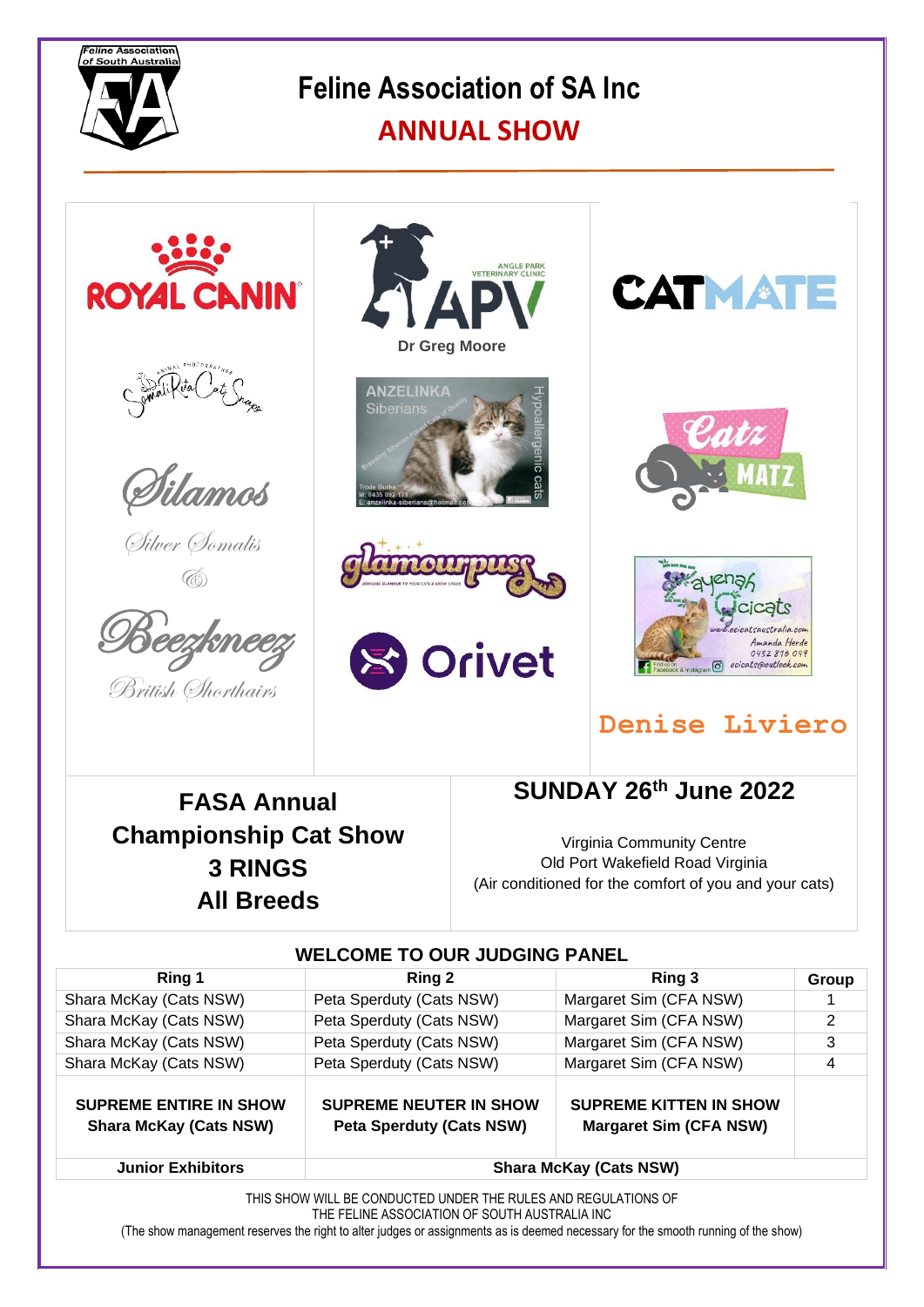# Feline Association of SA Inc

## ANNUAL SHOW

ROYAL CANIN

Dr Greg Moore

CATMATE

Silamos

Silver Somalis

&

Beezkneez

British Shorthairs

Orivet

Denise Liviero

**FASA Annual Championship Cat Show**
**3 RINGS**
**All Breeds**

**SUNDAY 26th June 2022**

Virginia Community Centre
Old Port Wakefield Road Virginia
(Air conditioned for the comfort of you and your cats)

### WELCOME TO OUR JUDGING PANEL

| Ring 1 | Ring 2 | Ring 3 | Group |
|---|---|---|---|
| Shara McKay (Cats NSW) | Peta Sperduty (Cats NSW) | Margaret Sim (CFA NSW) | 1 |
| Shara McKay (Cats NSW) | Peta Sperduty (Cats NSW) | Margaret Sim (CFA NSW) | 2 |
| Shara McKay (Cats NSW) | Peta Sperduty (Cats NSW) | Margaret Sim (CFA NSW) | 3 |
| Shara McKay (Cats NSW) | Peta Sperduty (Cats NSW) | Margaret Sim (CFA NSW) | 4 |
| **SUPREME ENTIRE IN SHOW Shara McKay (Cats NSW)** | **SUPREME NEUTER IN SHOW Peta Sperduty (Cats NSW)** | **SUPREME KITTEN IN SHOW Margaret Sim (CFA NSW)** | |
| **Junior Exhibitors** | **Shara McKay (Cats NSW)** | | |

THIS SHOW WILL BE CONDUCTED UNDER THE RULES AND REGULATIONS OF THE FELINE ASSOCIATION OF SOUTH AUSTRALIA INC

(The show management reserves the right to alter judges or assignments as is deemed necessary for the smooth running of the show)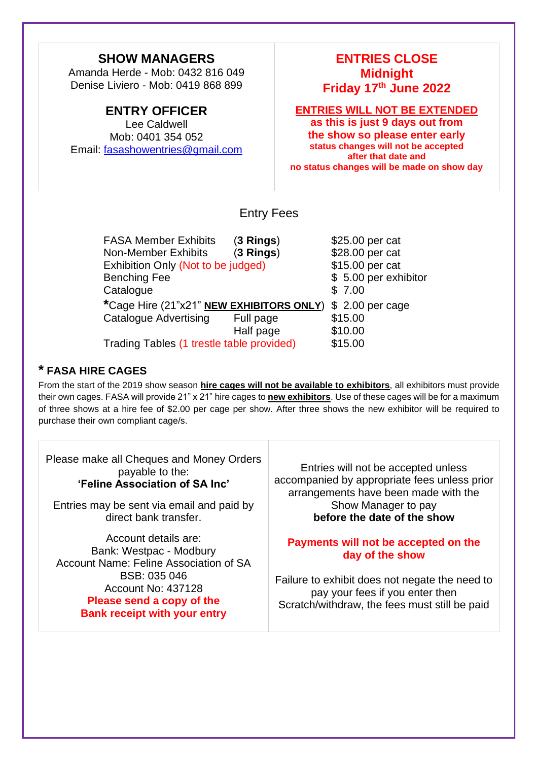## SHOW MANAGERS

Amanda Herde - Mob: 0432 816 049
Denise Liviero - Mob: 0419 868 899

## ENTRY OFFICER

Lee Caldwell
Mob: 0401 354 052
Email: fasashowentries@gmail.com

## ENTRIES CLOSE Midnight Friday 17th June 2022

**ENTRIES WILL NOT BE EXTENDED as this is just 9 days out from the show so please enter early**
**status changes will not be accepted after that date and no status changes will be made on show day**

### Entry Fees

| | | |
|---|---|---|
| FASA Member Exhibits | (**3 Rings**) | $25.00 per cat |
| Non-Member Exhibits | (**3 Rings**) | $28.00 per cat |
| Exhibition Only (Not to be judged) | | $15.00 per cat |
| Benching Fee | | $ 5.00 per exhibitor |
| Catalogue | | $ 7.00 |
| *Cage Hire (21"x21" **NEW EXHIBITORS ONLY**) | | $ 2.00 per cage |
| Catalogue Advertising | Full page | $15.00 |
| | Half page | $10.00 |
| Trading Tables (1 trestle table provided) | | $15.00 |

### * FASA HIRE CAGES

From the start of the 2019 show season **hire cages will not be available to exhibitors**, all exhibitors must provide their own cages. FASA will provide 21" x 21" hire cages to **new exhibitors**. Use of these cages will be for a maximum of three shows at a hire fee of $2.00 per cage per show. After three shows the new exhibitor will be required to purchase their own compliant cage/s.

Please make all Cheques and Money Orders payable to the:
**'Feline Association of SA Inc'**

Entries may be sent via email and paid by direct bank transfer.

Account details are:
Bank: Westpac - Modbury
Account Name: Feline Association of SA
BSB: 035 046
Account No: 437128
**Please send a copy of the Bank receipt with your entry**

Entries will not be accepted unless accompanied by appropriate fees unless prior arrangements have been made with the Show Manager to pay **before the date of the show**

**Payments will not be accepted on the day of the show**

Failure to exhibit does not negate the need to pay your fees if you enter then Scratch/withdraw, the fees must still be paid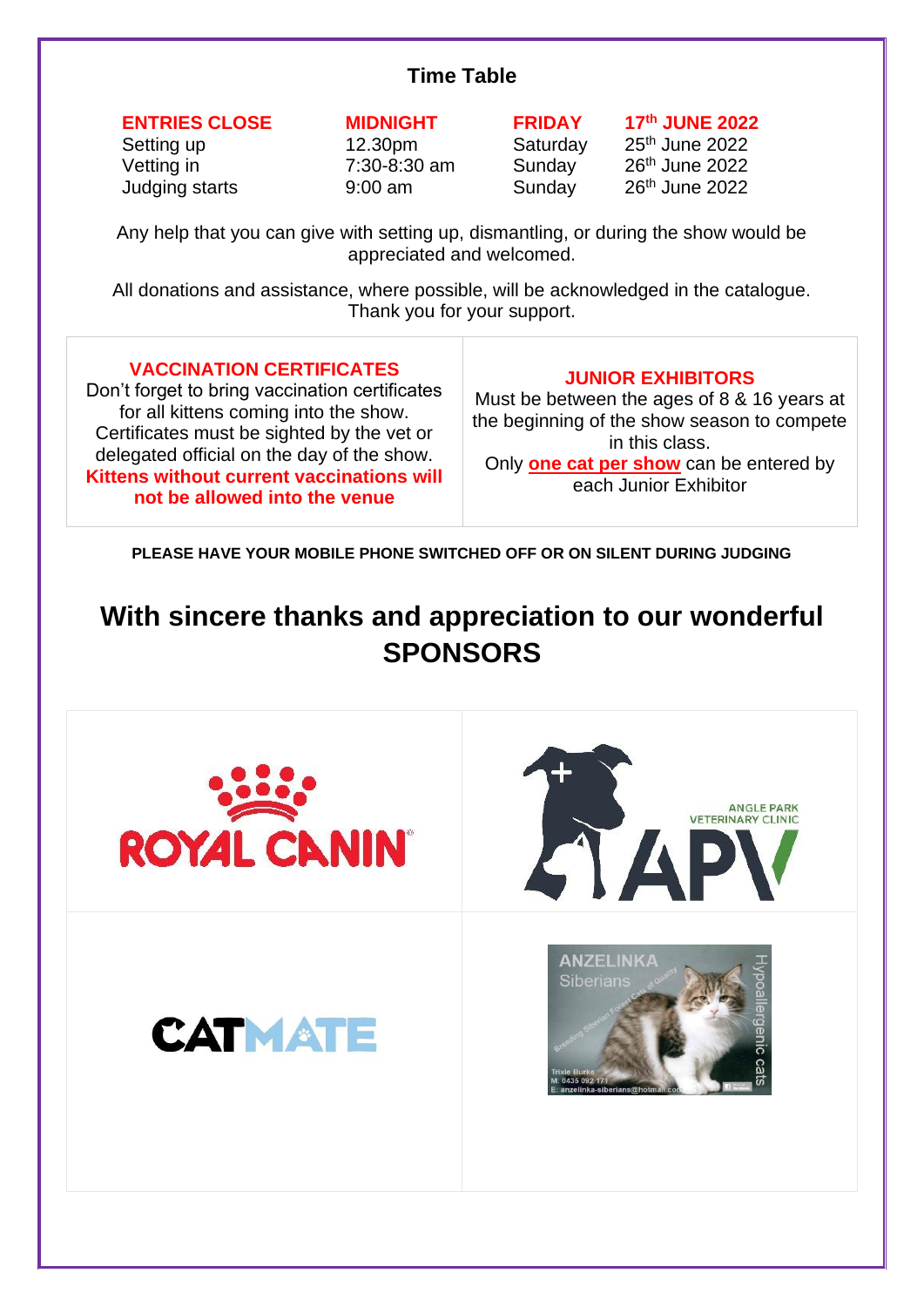## Time Table

| | | | |
|---|---|---|---|
| **ENTRIES CLOSE** | **MIDNIGHT** | **FRIDAY** | **17th JUNE 2022** |
| Setting up | 12.30pm | Saturday | 25th June 2022 |
| Vetting in | 7:30-8:30 am | Sunday | 26th June 2022 |
| Judging starts | 9:00 am | Sunday | 26th June 2022 |

Any help that you can give with setting up, dismantling, or during the show would be appreciated and welcomed.

All donations and assistance, where possible, will be acknowledged in the catalogue. Thank you for your support.

**VACCINATION CERTIFICATES**

Don't forget to bring vaccination certificates for all kittens coming into the show. Certificates must be sighted by the vet or delegated official on the day of the show. **Kittens without current vaccinations will not be allowed into the venue**

**JUNIOR EXHIBITORS**

Must be between the ages of 8 & 16 years at the beginning of the show season to compete in this class.
Only **one cat per show** can be entered by each Junior Exhibitor

**PLEASE HAVE YOUR MOBILE PHONE SWITCHED OFF OR ON SILENT DURING JUDGING**

# With sincere thanks and appreciation to our wonderful SPONSORS

ROYAL CANIN

ANGLE PARK VETERINARY CLINIC
APV

CATMATE

ANZELINKA Siberians
Hypoallergenic cats
Trixie Burke
M: 0435 092 171
E: anzelinka-siberians@hotmail.com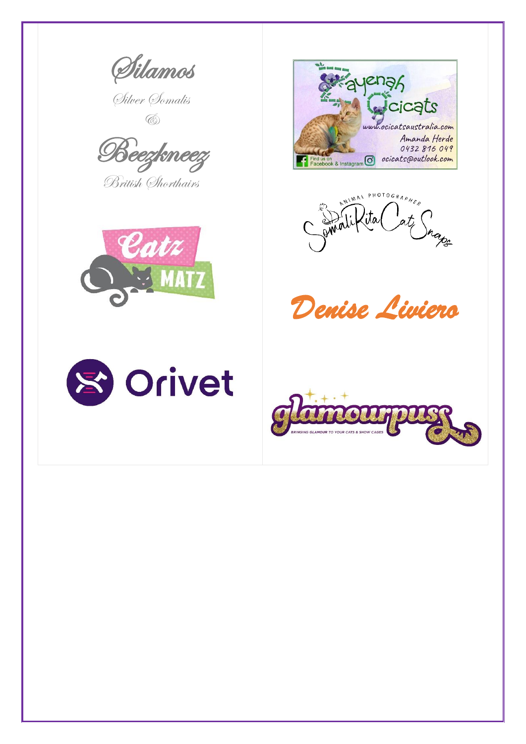Silamos

Silver Somalis

&

Beezkneez

British Shorthairs

Zayenah Ocicats

www.ocicatsaustralia.com

Amanda Herde

0432 816 049

ocicats@outlook.com

Find us on Facebook & Instagram

Catz Matz

ANIMAL PHOTOGRAPHER

SomaliRita Cat Snaps

Denise Liviero

Orivet

glamourpuss

BRINGING GLAMOUR TO YOUR CATS & SHOW CAGES